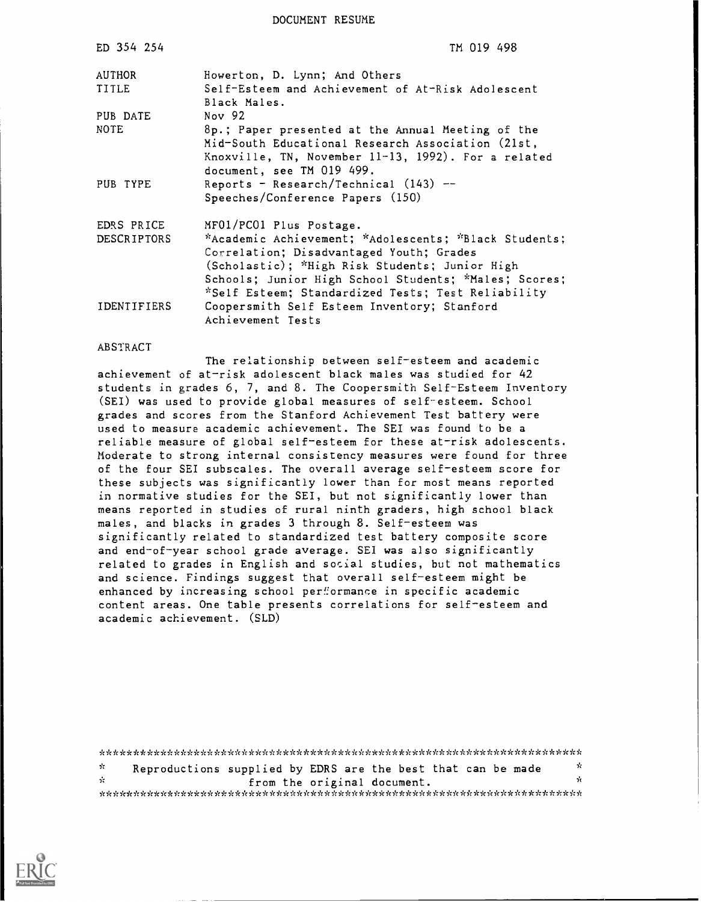DOCUMENT RESUME

| | |
|---|---|
| ED 354 254 | TM 019 498 |
| AUTHOR | Howerton, D. Lynn; And Others |
| TITLE | Self-Esteem and Achievement of At-Risk Adolescent Black Males. |
| PUB DATE | Nov 92 |
| NOTE | 8p.; Paper presented at the Annual Meeting of the Mid-South Educational Research Association (21st, Knoxville, TN, November 11-13, 1992). For a related document, see TM 019 499. |
| PUB TYPE | Reports - Research/Technical (143) -- Speeches/Conference Papers (150) |
| EDRS PRICE | MF01/PC01 Plus Postage. |
| DESCRIPTORS | *Academic Achievement; *Adolescents; *Black Students; Correlation; Disadvantaged Youth; Grades (Scholastic); *High Risk Students; Junior High Schools; Junior High School Students; *Males; Scores; *Self Esteem; Standardized Tests; Test Reliability |
| IDENTIFIERS | Coopersmith Self Esteem Inventory; Stanford Achievement Tests |

ABSTRACT

The relationship between self-esteem and academic achievement of at-risk adolescent black males was studied for 42 students in grades 6, 7, and 8. The Coopersmith Self-Esteem Inventory (SEI) was used to provide global measures of self-esteem. School grades and scores from the Stanford Achievement Test battery were used to measure academic achievement. The SEI was found to be a reliable measure of global self-esteem for these at-risk adolescents. Moderate to strong internal consistency measures were found for three of the four SEI subscales. The overall average self-esteem score for these subjects was significantly lower than for most means reported in normative studies for the SEI, but not significantly lower than means reported in studies of rural ninth graders, high school black males, and blacks in grades 3 through 8. Self-esteem was significantly related to standardized test battery composite score and end-of-year school grade average. SEI was also significantly related to grades in English and social studies, but not mathematics and science. Findings suggest that overall self-esteem might be enhanced by increasing school performance in specific academic content areas. One table presents correlations for self-esteem and academic achievement. (SLD)

***********************************************************************
* Reproductions supplied by EDRS are the best that can be made *
* from the original document. *
***********************************************************************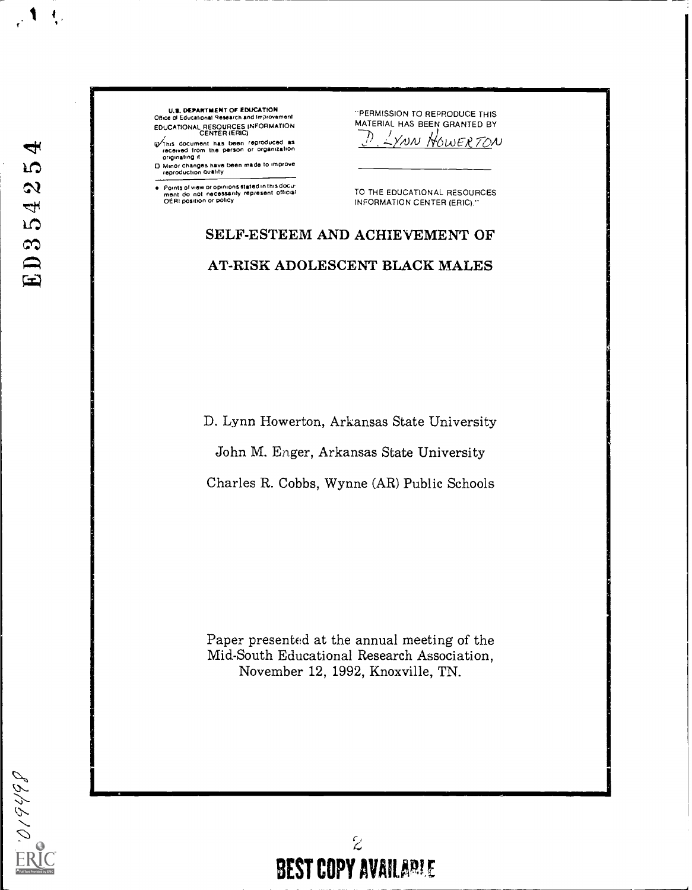U.S. DEPARTMENT OF EDUCATION
Office of Educational Research and Improvement
EDUCATIONAL RESOURCES INFORMATION CENTER (ERIC)

☑ This document has been reproduced as received from the person or organization originating it

☐ Minor changes have been made to improve reproduction quality

• Points of view or opinions stated in this document do not necessarily represent official OERI position or policy

"PERMISSION TO REPRODUCE THIS MATERIAL HAS BEEN GRANTED BY

D. Lynn Howerton

TO THE EDUCATIONAL RESOURCES INFORMATION CENTER (ERIC)."

# SELF-ESTEEM AND ACHIEVEMENT OF AT-RISK ADOLESCENT BLACK MALES

D. Lynn Howerton, Arkansas State University

John M. Enger, Arkansas State University

Charles R. Cobbs, Wynne (AR) Public Schools

Paper presented at the annual meeting of the Mid-South Educational Research Association, November 12, 1992, Knoxville, TN.

BEST COPY AVAILABLE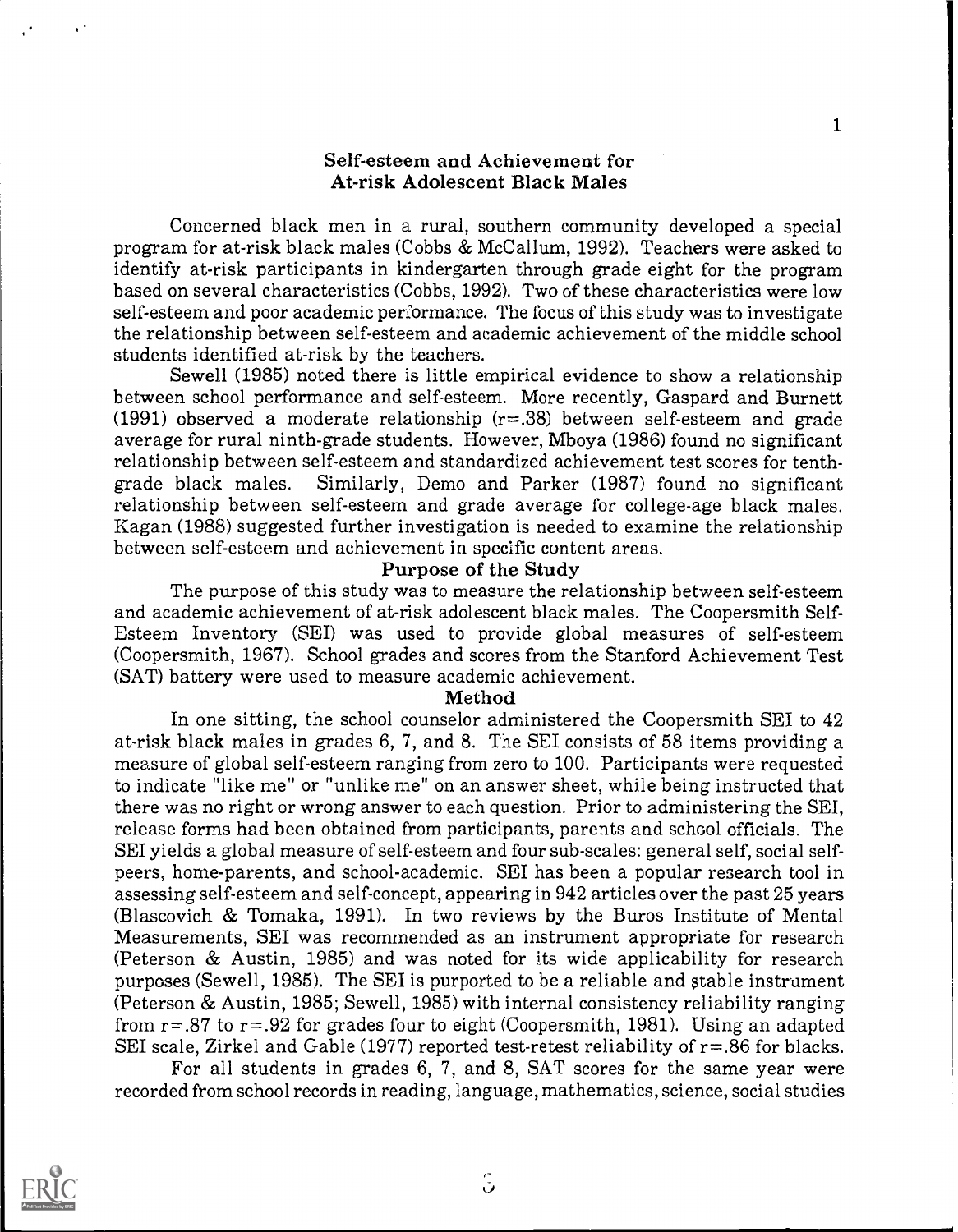## Self-esteem and Achievement for At-risk Adolescent Black Males

Concerned black men in a rural, southern community developed a special program for at-risk black males (Cobbs & McCallum, 1992). Teachers were asked to identify at-risk participants in kindergarten through grade eight for the program based on several characteristics (Cobbs, 1992). Two of these characteristics were low self-esteem and poor academic performance. The focus of this study was to investigate the relationship between self-esteem and academic achievement of the middle school students identified at-risk by the teachers.

Sewell (1985) noted there is little empirical evidence to show a relationship between school performance and self-esteem. More recently, Gaspard and Burnett (1991) observed a moderate relationship ($r$=.38) between self-esteem and grade average for rural ninth-grade students. However, Mboya (1986) found no significant relationship between self-esteem and standardized achievement test scores for tenth-grade black males. Similarly, Demo and Parker (1987) found no significant relationship between self-esteem and grade average for college-age black males. Kagan (1988) suggested further investigation is needed to examine the relationship between self-esteem and achievement in specific content areas.

### Purpose of the Study

The purpose of this study was to measure the relationship between self-esteem and academic achievement of at-risk adolescent black males. The Coopersmith Self-Esteem Inventory (SEI) was used to provide global measures of self-esteem (Coopersmith, 1967). School grades and scores from the Stanford Achievement Test (SAT) battery were used to measure academic achievement.

### Method

In one sitting, the school counselor administered the Coopersmith SEI to 42 at-risk black males in grades 6, 7, and 8. The SEI consists of 58 items providing a measure of global self-esteem ranging from zero to 100. Participants were requested to indicate "like me" or "unlike me" on an answer sheet, while being instructed that there was no right or wrong answer to each question. Prior to administering the SEI, release forms had been obtained from participants, parents and school officials. The SEI yields a global measure of self-esteem and four sub-scales: general self, social self-peers, home-parents, and school-academic. SEI has been a popular research tool in assessing self-esteem and self-concept, appearing in 942 articles over the past 25 years (Blascovich & Tomaka, 1991). In two reviews by the Buros Institute of Mental Measurements, SEI was recommended as an instrument appropriate for research (Peterson & Austin, 1985) and was noted for its wide applicability for research purposes (Sewell, 1985). The SEI is purported to be a reliable and stable instrument (Peterson & Austin, 1985; Sewell, 1985) with internal consistency reliability ranging from $r$=.87 to $r$=.92 for grades four to eight (Coopersmith, 1981). Using an adapted SEI scale, Zirkel and Gable (1977) reported test-retest reliability of $r$=.86 for blacks.

For all students in grades 6, 7, and 8, SAT scores for the same year were recorded from school records in reading, language, mathematics, science, social studies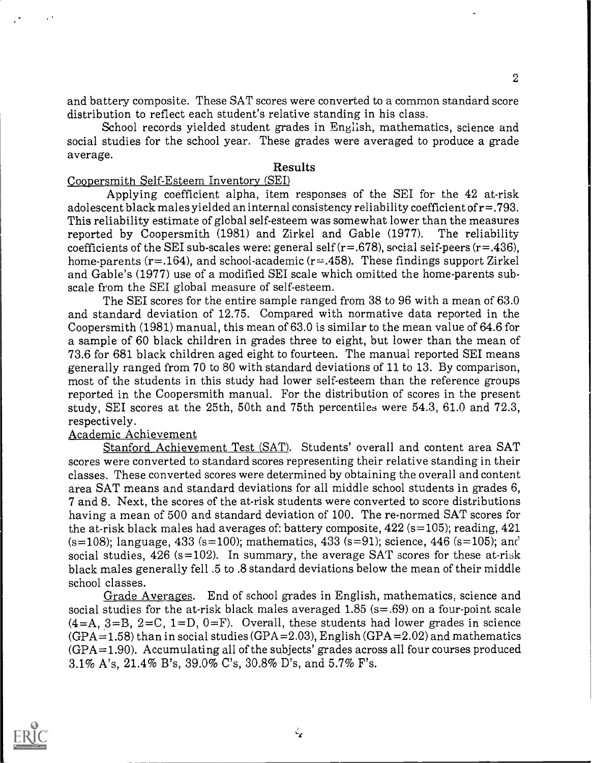and battery composite. These SAT scores were converted to a common standard score distribution to reflect each student's relative standing in his class.

School records yielded student grades in English, mathematics, science and social studies for the school year. These grades were averaged to produce a grade average.

## Results

### Coopersmith Self-Esteem Inventory (SEI)

Applying coefficient alpha, item responses of the SEI for the 42 at-risk adolescent black males yielded an internal consistency reliability coefficient of r=.793. This reliability estimate of global self-esteem was somewhat lower than the measures reported by Coopersmith (1981) and Zirkel and Gable (1977). The reliability coefficients of the SEI sub-scales were: general self (r=.678), social self-peers (r=.436), home-parents (r=.164), and school-academic (r=.458). These findings support Zirkel and Gable's (1977) use of a modified SEI scale which omitted the home-parents sub-scale from the SEI global measure of self-esteem.

The SEI scores for the entire sample ranged from 38 to 96 with a mean of 63.0 and standard deviation of 12.75. Compared with normative data reported in the Coopersmith (1981) manual, this mean of 63.0 is similar to the mean value of 64.6 for a sample of 60 black children in grades three to eight, but lower than the mean of 73.6 for 681 black children aged eight to fourteen. The manual reported SEI means generally ranged from 70 to 80 with standard deviations of 11 to 13. By comparison, most of the students in this study had lower self-esteem than the reference groups reported in the Coopersmith manual. For the distribution of scores in the present study, SEI scores at the 25th, 50th and 75th percentiles were 54.3, 61.0 and 72.3, respectively.

### Academic Achievement

Stanford Achievement Test (SAT). Students' overall and content area SAT scores were converted to standard scores representing their relative standing in their classes. These converted scores were determined by obtaining the overall and content area SAT means and standard deviations for all middle school students in grades 6, 7 and 8. Next, the scores of the at-risk students were converted to score distributions having a mean of 500 and standard deviation of 100. The re-normed SAT scores for the at-risk black males had averages of: battery composite, 422 (s=105); reading, 421 (s=108); language, 433 (s=100); mathematics, 433 (s=91); science, 446 (s=105); and social studies, 426 (s=102). In summary, the average SAT scores for these at-risk black males generally fell .5 to .8 standard deviations below the mean of their middle school classes.

Grade Averages. End of school grades in English, mathematics, science and social studies for the at-risk black males averaged 1.85 (s=.69) on a four-point scale (4=A, 3=B, 2=C, 1=D, 0=F). Overall, these students had lower grades in science (GPA=1.58) than in social studies (GPA=2.03), English (GPA=2.02) and mathematics (GPA=1.90). Accumulating all of the subjects' grades across all four courses produced 3.1% A's, 21.4% B's, 39.0% C's, 30.8% D's, and 5.7% F's.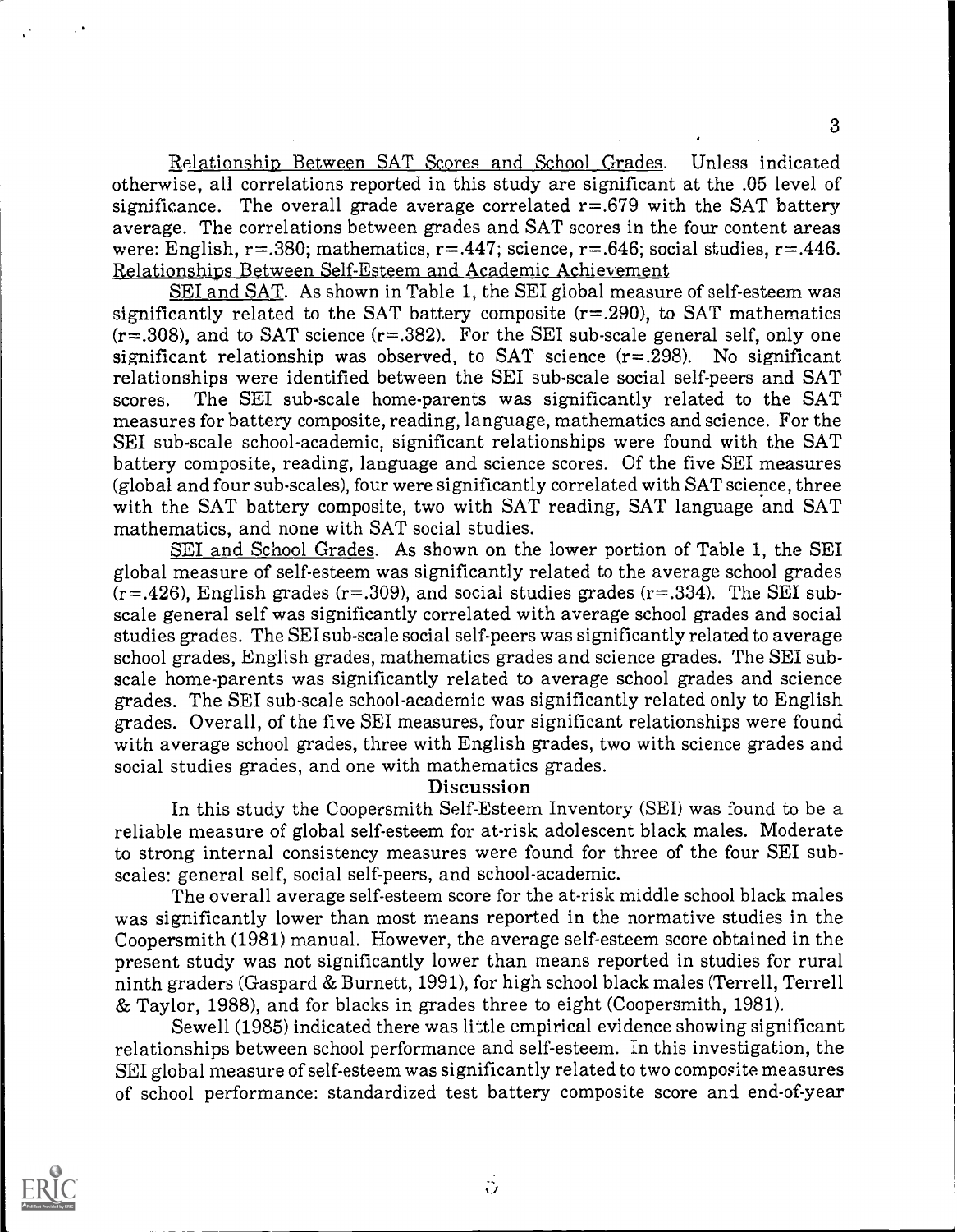Relationship Between SAT Scores and School Grades. Unless indicated otherwise, all correlations reported in this study are significant at the .05 level of significance. The overall grade average correlated r=.679 with the SAT battery average. The correlations between grades and SAT scores in the four content areas were: English, r=.380; mathematics, r=.447; science, r=.646; social studies, r=.446.

## Relationships Between Self-Esteem and Academic Achievement

SEI and SAT. As shown in Table 1, the SEI global measure of self-esteem was significantly related to the SAT battery composite (r=.290), to SAT mathematics (r=.308), and to SAT science (r=.382). For the SEI sub-scale general self, only one significant relationship was observed, to SAT science (r=.298). No significant relationships were identified between the SEI sub-scale social self-peers and SAT scores. The SEI sub-scale home-parents was significantly related to the SAT measures for battery composite, reading, language, mathematics and science. For the SEI sub-scale school-academic, significant relationships were found with the SAT battery composite, reading, language and science scores. Of the five SEI measures (global and four sub-scales), four were significantly correlated with SAT science, three with the SAT battery composite, two with SAT reading, SAT language and SAT mathematics, and none with SAT social studies.

SEI and School Grades. As shown on the lower portion of Table 1, the SEI global measure of self-esteem was significantly related to the average school grades (r=.426), English grades (r=.309), and social studies grades (r=.334). The SEI sub-scale general self was significantly correlated with average school grades and social studies grades. The SEI sub-scale social self-peers was significantly related to average school grades, English grades, mathematics grades and science grades. The SEI sub-scale home-parents was significantly related to average school grades and science grades. The SEI sub-scale school-academic was significantly related only to English grades. Overall, of the five SEI measures, four significant relationships were found with average school grades, three with English grades, two with science grades and social studies grades, and one with mathematics grades.

## Discussion

In this study the Coopersmith Self-Esteem Inventory (SEI) was found to be a reliable measure of global self-esteem for at-risk adolescent black males. Moderate to strong internal consistency measures were found for three of the four SEI sub-scales: general self, social self-peers, and school-academic.

The overall average self-esteem score for the at-risk middle school black males was significantly lower than most means reported in the normative studies in the Coopersmith (1981) manual. However, the average self-esteem score obtained in the present study was not significantly lower than means reported in studies for rural ninth graders (Gaspard & Burnett, 1991), for high school black males (Terrell, Terrell & Taylor, 1988), and for blacks in grades three to eight (Coopersmith, 1981).

Sewell (1985) indicated there was little empirical evidence showing significant relationships between school performance and self-esteem. In this investigation, the SEI global measure of self-esteem was significantly related to two composite measures of school performance: standardized test battery composite score and end-of-year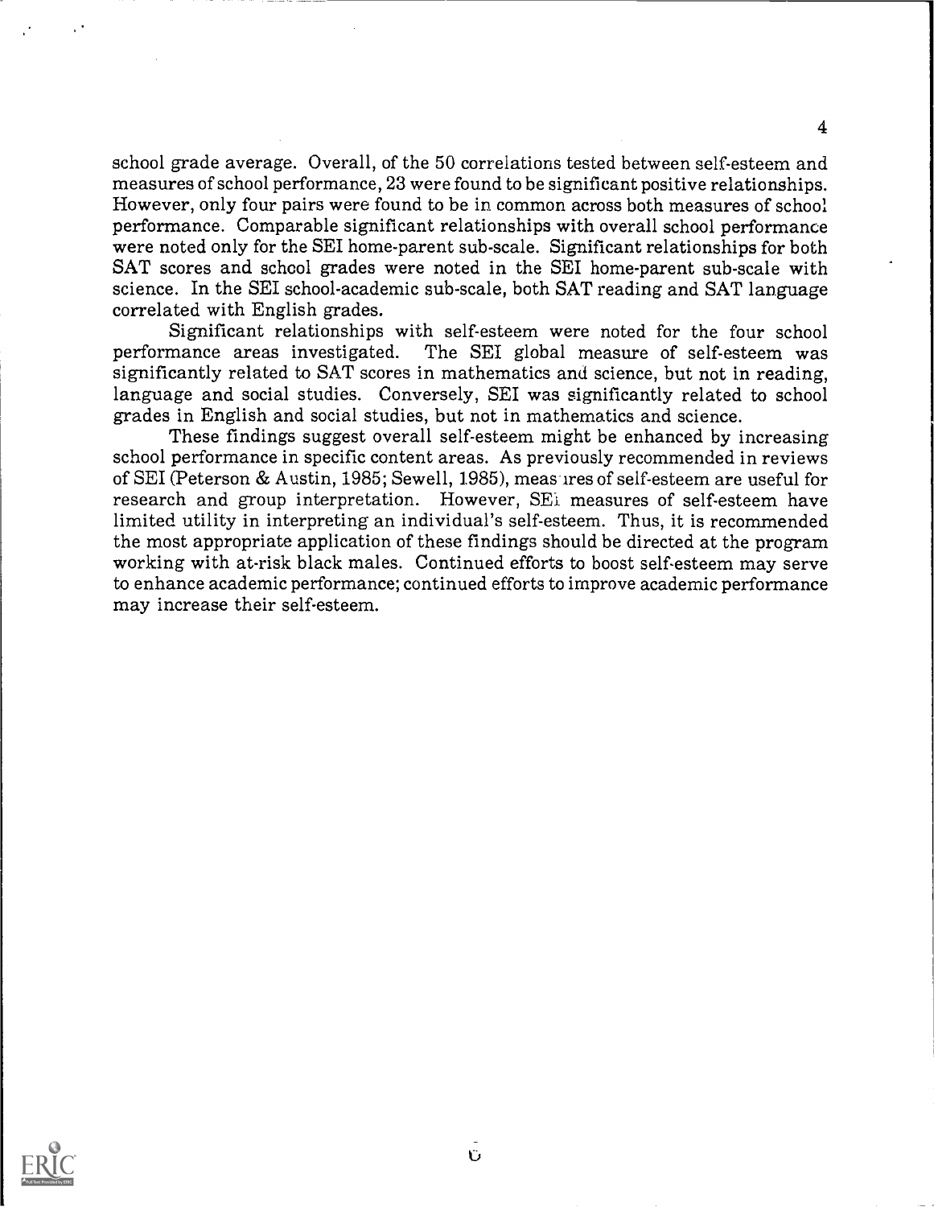school grade average. Overall, of the 50 correlations tested between self-esteem and measures of school performance, 23 were found to be significant positive relationships. However, only four pairs were found to be in common across both measures of school performance. Comparable significant relationships with overall school performance were noted only for the SEI home-parent sub-scale. Significant relationships for both SAT scores and school grades were noted in the SEI home-parent sub-scale with science. In the SEI school-academic sub-scale, both SAT reading and SAT language correlated with English grades.

Significant relationships with self-esteem were noted for the four school performance areas investigated. The SEI global measure of self-esteem was significantly related to SAT scores in mathematics and science, but not in reading, language and social studies. Conversely, SEI was significantly related to school grades in English and social studies, but not in mathematics and science.

These findings suggest overall self-esteem might be enhanced by increasing school performance in specific content areas. As previously recommended in reviews of SEI (Peterson & Austin, 1985; Sewell, 1985), measures of self-esteem are useful for research and group interpretation. However, SEI measures of self-esteem have limited utility in interpreting an individual's self-esteem. Thus, it is recommended the most appropriate application of these findings should be directed at the program working with at-risk black males. Continued efforts to boost self-esteem may serve to enhance academic performance; continued efforts to improve academic performance may increase their self-esteem.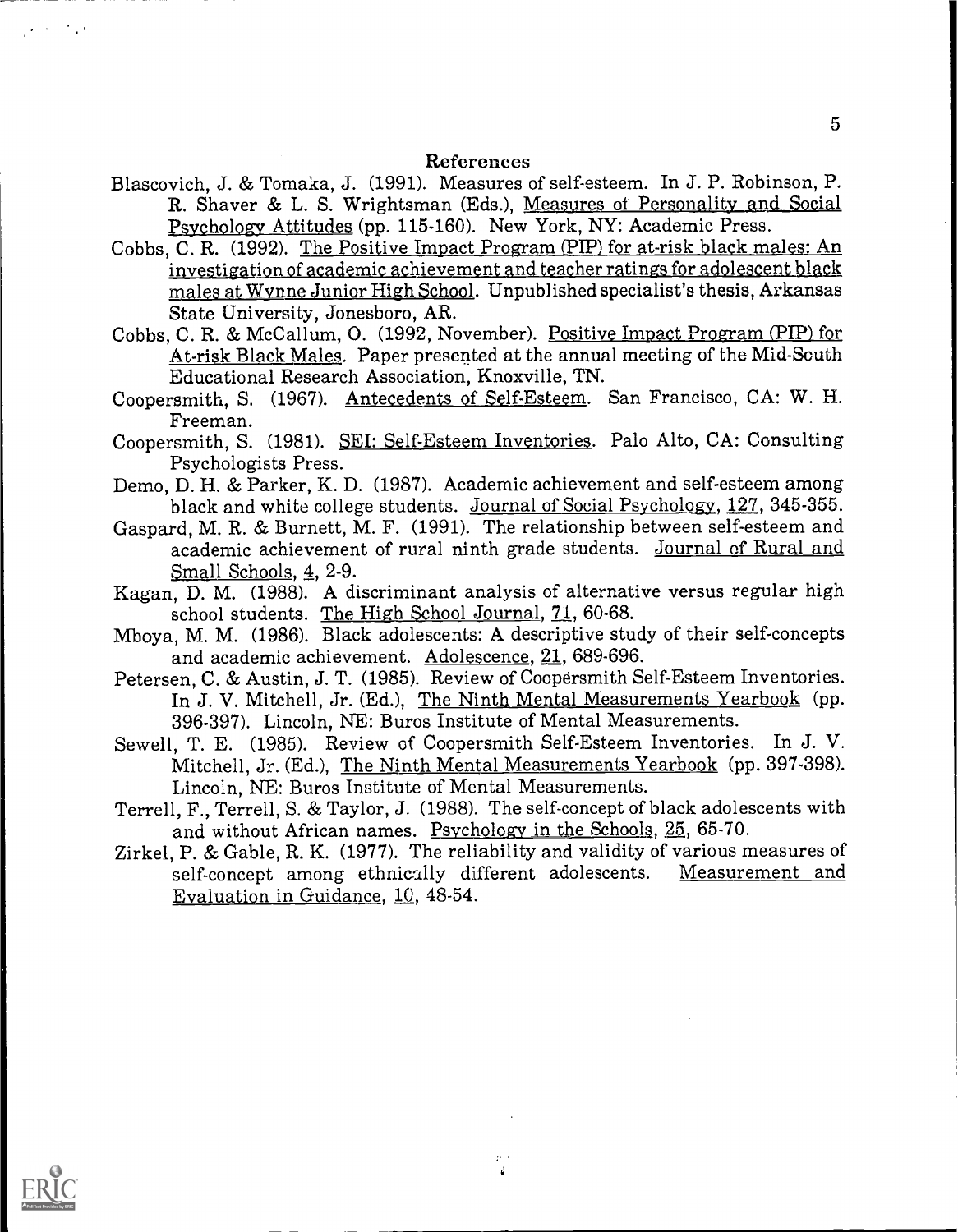# References

Blascovich, J. & Tomaka, J. (1991). Measures of self-esteem. In J. P. Robinson, P. R. Shaver & L. S. Wrightsman (Eds.), Measures of Personality and Social Psychology Attitudes (pp. 115-160). New York, NY: Academic Press.

Cobbs, C. R. (1992). The Positive Impact Program (PIP) for at-risk black males: An investigation of academic achievement and teacher ratings for adolescent black males at Wynne Junior High School. Unpublished specialist's thesis, Arkansas State University, Jonesboro, AR.

Cobbs, C. R. & McCallum, O. (1992, November). Positive Impact Program (PIP) for At-risk Black Males. Paper presented at the annual meeting of the Mid-South Educational Research Association, Knoxville, TN.

Coopersmith, S. (1967). Antecedents of Self-Esteem. San Francisco, CA: W. H. Freeman.

Coopersmith, S. (1981). SEI: Self-Esteem Inventories. Palo Alto, CA: Consulting Psychologists Press.

Demo, D. H. & Parker, K. D. (1987). Academic achievement and self-esteem among black and white college students. Journal of Social Psychology, 127, 345-355.

Gaspard, M. R. & Burnett, M. F. (1991). The relationship between self-esteem and academic achievement of rural ninth grade students. Journal of Rural and Small Schools, 4, 2-9.

Kagan, D. M. (1988). A discriminant analysis of alternative versus regular high school students. The High School Journal, 71, 60-68.

Mboya, M. M. (1986). Black adolescents: A descriptive study of their self-concepts and academic achievement. Adolescence, 21, 689-696.

Petersen, C. & Austin, J. T. (1985). Review of Coopersmith Self-Esteem Inventories. In J. V. Mitchell, Jr. (Ed.), The Ninth Mental Measurements Yearbook (pp. 396-397). Lincoln, NE: Buros Institute of Mental Measurements.

Sewell, T. E. (1985). Review of Coopersmith Self-Esteem Inventories. In J. V. Mitchell, Jr. (Ed.), The Ninth Mental Measurements Yearbook (pp. 397-398). Lincoln, NE: Buros Institute of Mental Measurements.

Terrell, F., Terrell, S. & Taylor, J. (1988). The self-concept of black adolescents with and without African names. Psychology in the Schools, 25, 65-70.

Zirkel, P. & Gable, R. K. (1977). The reliability and validity of various measures of self-concept among ethnically different adolescents. Measurement and Evaluation in Guidance, 10, 48-54.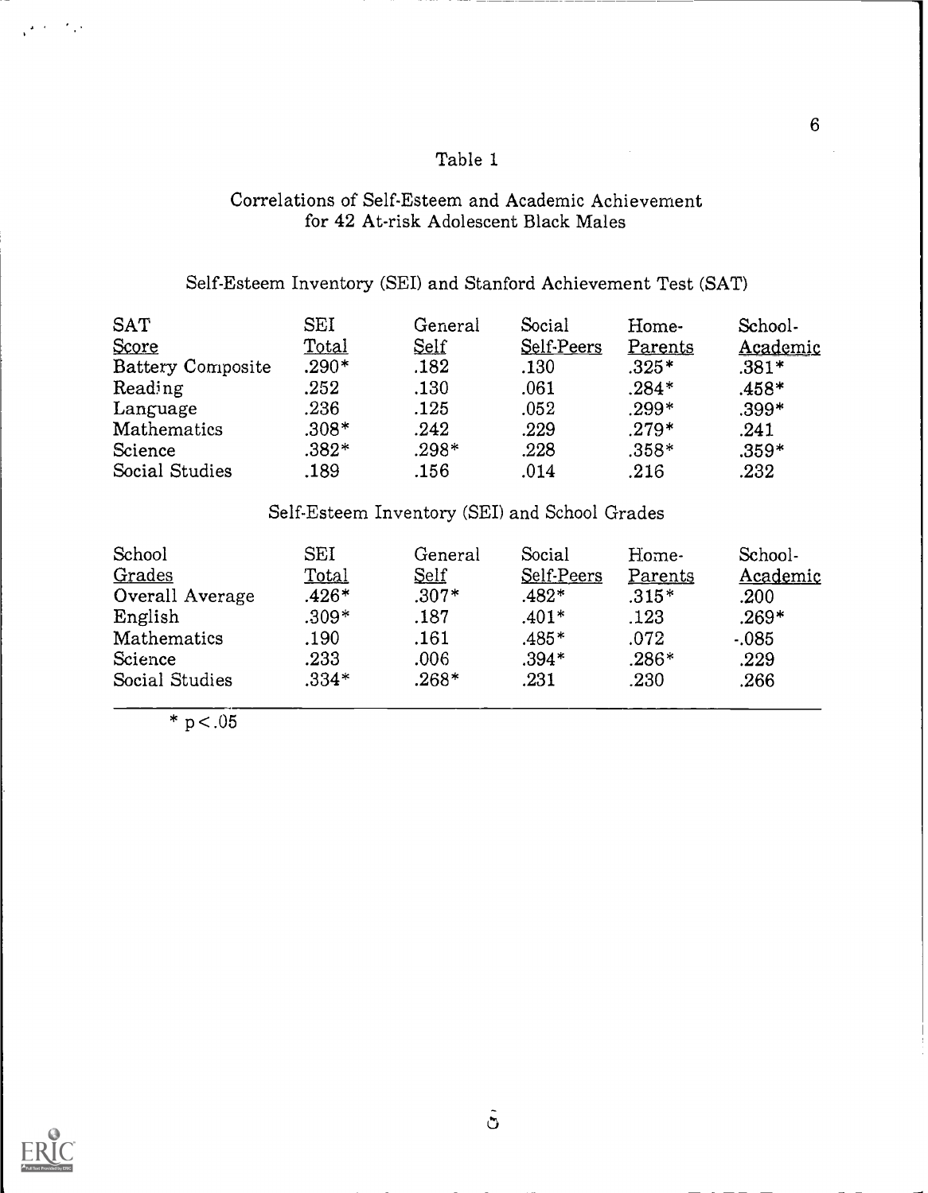Table 1

Correlations of Self-Esteem and Academic Achievement for 42 At-risk Adolescent Black Males

Self-Esteem Inventory (SEI) and Stanford Achievement Test (SAT)

| SAT Score | SEI Total | General Self | Social Self-Peers | Home-Parents | School-Academic |
|---|---|---|---|---|---|
| Battery Composite | .290* | .182 | .130 | .325* | .381* |
| Reading | .252 | .130 | .061 | .284* | .458* |
| Language | .236 | .125 | .052 | .299* | .399* |
| Mathematics | .308* | .242 | .229 | .279* | .241 |
| Science | .382* | .298* | .228 | .358* | .359* |
| Social Studies | .189 | .156 | .014 | .216 | .232 |

Self-Esteem Inventory (SEI) and School Grades

| School Grades | SEI Total | General Self | Social Self-Peers | Home-Parents | School-Academic |
|---|---|---|---|---|---|
| Overall Average | .426* | .307* | .482* | .315* | .200 |
| English | .309* | .187 | .401* | .123 | .269* |
| Mathematics | .190 | .161 | .485* | .072 | -.085 |
| Science | .233 | .006 | .394* | .286* | .229 |
| Social Studies | .334* | .268* | .231 | .230 | .266 |

* $p < .05$